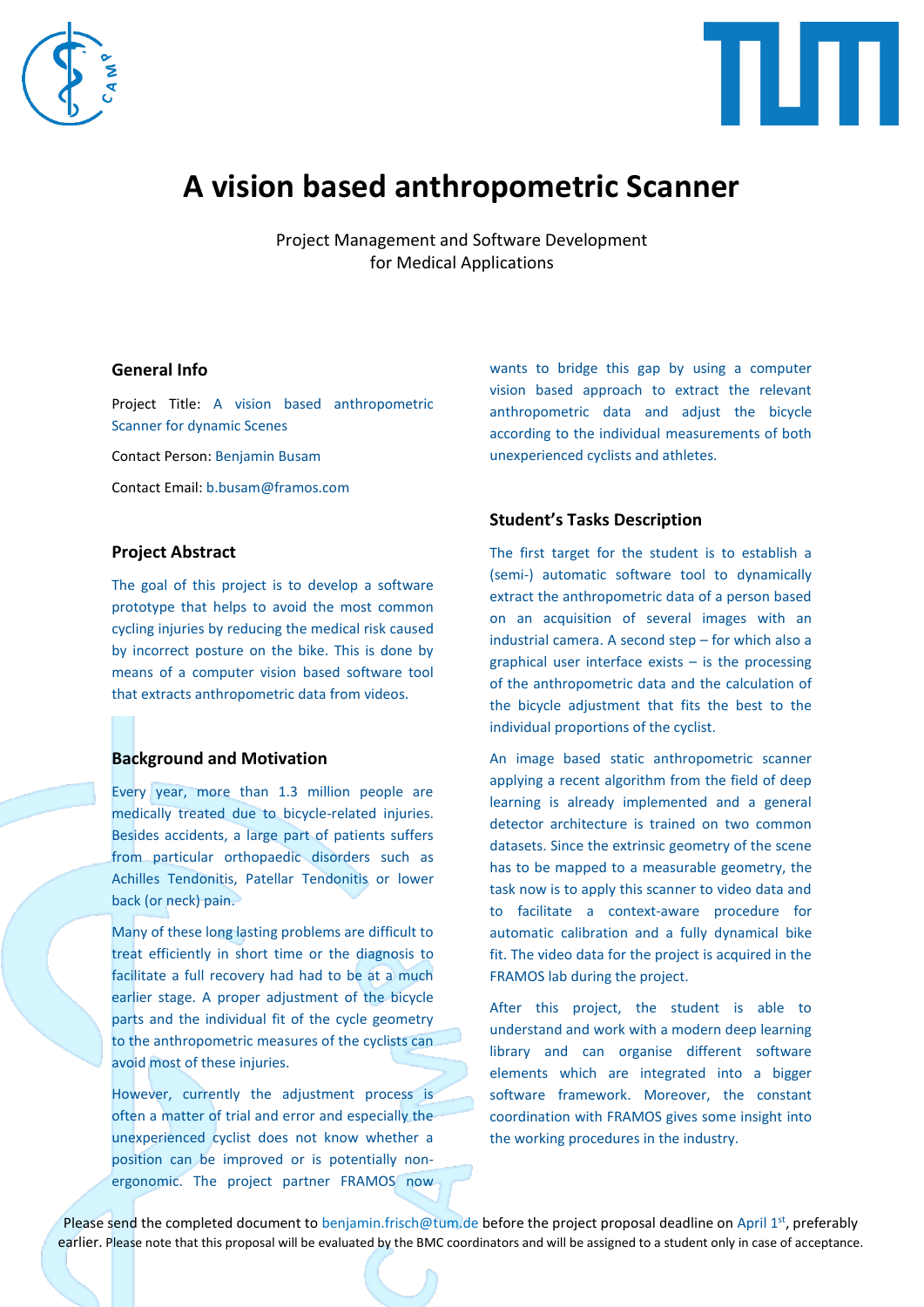# A vision based anthropometric Scanner

Project Management and Software Development
for Medical Applications

## General Info

Project Title: A vision based anthropometric Scanner for dynamic Scenes

Contact Person: Benjamin Busam

Contact Email: b.busam@framos.com

## Project Abstract

The goal of this project is to develop a software prototype that helps to avoid the most common cycling injuries by reducing the medical risk caused by incorrect posture on the bike. This is done by means of a computer vision based software tool that extracts anthropometric data from videos.

## Background and Motivation

Every year, more than 1.3 million people are medically treated due to bicycle-related injuries. Besides accidents, a large part of patients suffers from particular orthopaedic disorders such as Achilles Tendonitis, Patellar Tendonitis or lower back (or neck) pain.

Many of these long lasting problems are difficult to treat efficiently in short time or the diagnosis to facilitate a full recovery had had to be at a much earlier stage. A proper adjustment of the bicycle parts and the individual fit of the cycle geometry to the anthropometric measures of the cyclists can avoid most of these injuries.

However, currently the adjustment process is often a matter of trial and error and especially the unexperienced cyclist does not know whether a position can be improved or is potentially non-ergonomic. The project partner FRAMOS now wants to bridge this gap by using a computer vision based approach to extract the relevant anthropometric data and adjust the bicycle according to the individual measurements of both unexperienced cyclists and athletes.

## Student's Tasks Description

The first target for the student is to establish a (semi-) automatic software tool to dynamically extract the anthropometric data of a person based on an acquisition of several images with an industrial camera. A second step – for which also a graphical user interface exists – is the processing of the anthropometric data and the calculation of the bicycle adjustment that fits the best to the individual proportions of the cyclist.

An image based static anthropometric scanner applying a recent algorithm from the field of deep learning is already implemented and a general detector architecture is trained on two common datasets. Since the extrinsic geometry of the scene has to be mapped to a measurable geometry, the task now is to apply this scanner to video data and to facilitate a context-aware procedure for automatic calibration and a fully dynamical bike fit. The video data for the project is acquired in the FRAMOS lab during the project.

After this project, the student is able to understand and work with a modern deep learning library and can organise different software elements which are integrated into a bigger software framework. Moreover, the constant coordination with FRAMOS gives some insight into the working procedures in the industry.

Please send the completed document to benjamin.frisch@tum.de before the project proposal deadline on April 1st, preferably earlier. Please note that this proposal will be evaluated by the BMC coordinators and will be assigned to a student only in case of acceptance.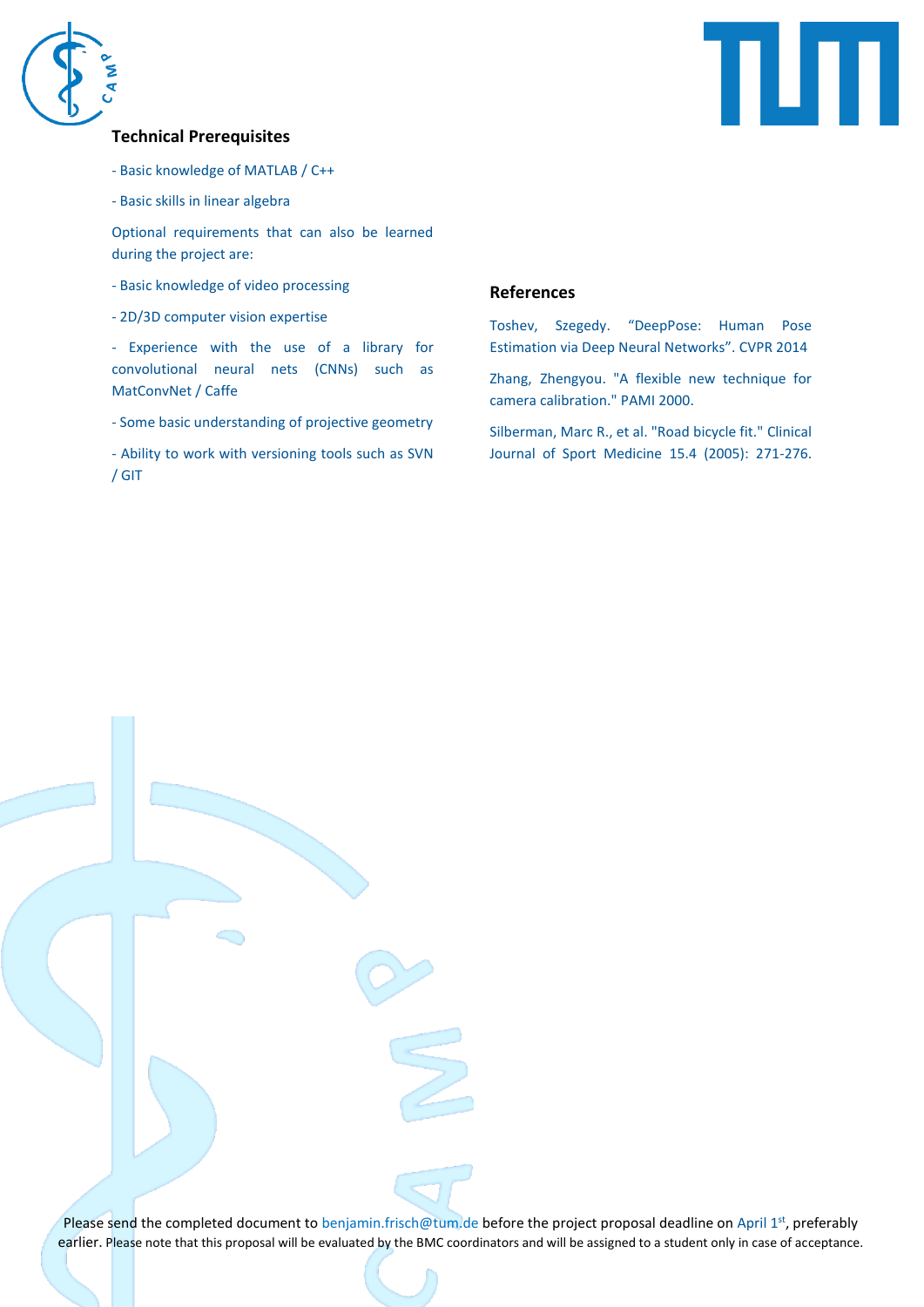## Technical Prerequisites

- Basic knowledge of MATLAB / C++

- Basic skills in linear algebra

Optional requirements that can also be learned during the project are:

- Basic knowledge of video processing

- 2D/3D computer vision expertise

- Experience with the use of a library for convolutional neural nets (CNNs) such as MatConvNet / Caffe

- Some basic understanding of projective geometry

- Ability to work with versioning tools such as SVN / GIT

## References

Toshev, Szegedy. "DeepPose: Human Pose Estimation via Deep Neural Networks". CVPR 2014

Zhang, Zhengyou. "A flexible new technique for camera calibration." PAMI 2000.

Silberman, Marc R., et al. "Road bicycle fit." Clinical Journal of Sport Medicine 15.4 (2005): 271-276.

Please send the completed document to benjamin.frisch@tum.de before the project proposal deadline on April 1st, preferably earlier. Please note that this proposal will be evaluated by the BMC coordinators and will be assigned to a student only in case of acceptance.